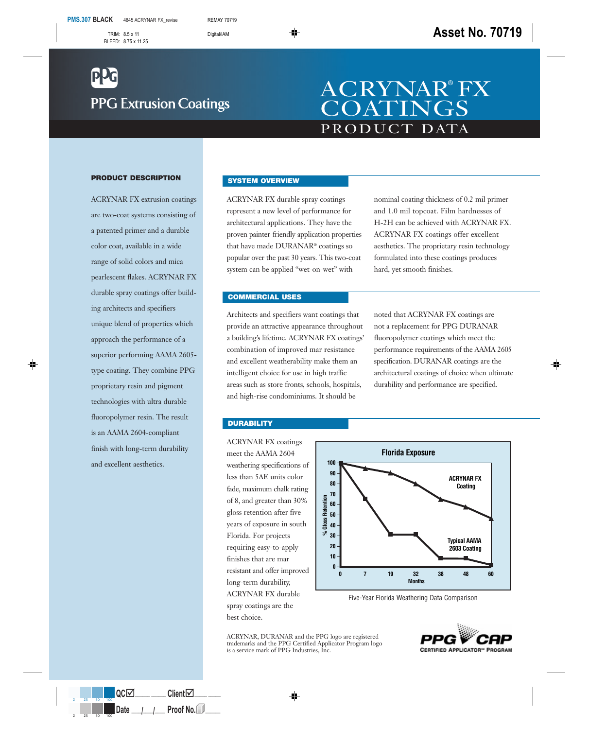PPG Extrusion Coatings

# ACRYNAR® FX COATINGS

## PRODUCT DATA

### PRODUCT DESCRIPTION

ACRYNAR FX extrusion coatings are two-coat systems consisting of a patented primer and a durable color coat, available in a wide range of solid colors and mica pearlescent flakes. ACRYNAR FX durable spray coatings offer building architects and specifiers unique blend of properties which approach the performance of a superior performing AAMA 2605-type coating. They combine PPG proprietary resin and pigment technologies with ultra durable fluoropolymer resin. The result is an AAMA 2604-compliant finish with long-term durability and excellent aesthetics.

### SYSTEM OVERVIEW

ACRYNAR FX durable spray coatings represent a new level of performance for architectural applications. They have the proven painter-friendly application properties that have made DURANAR® coatings so popular over the past 30 years. This two-coat system can be applied "wet-on-wet" with nominal coating thickness of 0.2 mil primer and 1.0 mil topcoat. Film hardnesses of H-2H can be achieved with ACRYNAR FX. ACRYNAR FX coatings offer excellent aesthetics. The proprietary resin technology formulated into these coatings produces hard, yet smooth finishes.

### COMMERCIAL USES

Architects and specifiers want coatings that provide an attractive appearance throughout a building's lifetime. ACRYNAR FX coatings' combination of improved mar resistance and excellent weatherability make them an intelligent choice for use in high traffic areas such as store fronts, schools, hospitals, and high-rise condominiums. It should be noted that ACRYNAR FX coatings are not a replacement for PPG DURANAR fluoropolymer coatings which meet the performance requirements of the AAMA 2605 specification. DURANAR coatings are the architectural coatings of choice when ultimate durability and performance are specified.

### DURABILITY

ACRYNAR FX coatings meet the AAMA 2604 weathering specifications of less than 5ΔE units color fade, maximum chalk rating of 8, and greater than 30% gloss retention after five years of exposure in south Florida. For projects requiring easy-to-apply finishes that are mar resistant and offer improved long-term durability, ACRYNAR FX durable spray coatings are the best choice.

**Florida Exposure**

| Months | ACRYNAR FX Coating (% Gloss Retention) | Typical AAMA 2603 Coating (% Gloss Retention) |
|---|---|---|
| 0 | 100 | 100 |
| 7 | 95 | 65 |
| 19 | 90 | 31 |
| 32 | 80 | 31 |
| 38 | 65 | 8 |
| 48 | 58 | 8 |
| 60 | 46 | 2 |

Five-Year Florida Weathering Data Comparison

ACRYNAR, DURANAR and the PPG logo are registered trademarks and the PPG Certified Applicator Program logo is a service mark of PPG Industries, Inc.

PPG CAP CERTIFIED APPLICATOR℠ PROGRAM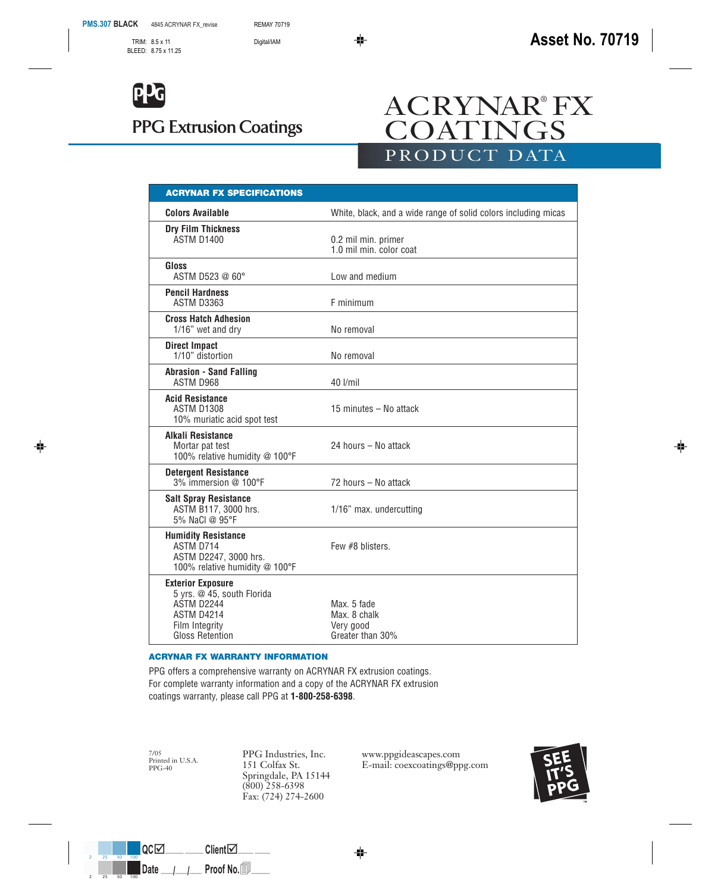# ACRYNAR® FX COATINGS

## PRODUCT DATA

PPG Extrusion Coatings

| ACRYNAR FX SPECIFICATIONS | |
|---|---|
| **Colors Available** | White, black, and a wide range of solid colors including micas |
| **Dry Film Thickness**<br>ASTM D1400 | 0.2 mil min. primer<br>1.0 mil min. color coat |
| **Gloss**<br>ASTM D523 @ 60° | Low and medium |
| **Pencil Hardness**<br>ASTM D3363 | F minimum |
| **Cross Hatch Adhesion**<br>1/16" wet and dry | No removal |
| **Direct Impact**<br>1/10" distortion | No removal |
| **Abrasion - Sand Falling**<br>ASTM D968 | 40 l/mil |
| **Acid Resistance**<br>ASTM D1308<br>10% muriatic acid spot test | 15 minutes – No attack |
| **Alkali Resistance**<br>Mortar pat test<br>100% relative humidity @ 100°F | 24 hours – No attack |
| **Detergent Resistance**<br>3% immersion @ 100°F | 72 hours – No attack |
| **Salt Spray Resistance**<br>ASTM B117, 3000 hrs.<br>5% NaCl @ 95°F | 1/16" max. undercutting |
| **Humidity Resistance**<br>ASTM D714<br>ASTM D2247, 3000 hrs.<br>100% relative humidity @ 100°F | Few #8 blisters. |
| **Exterior Exposure**<br>5 yrs. @ 45, south Florida<br>ASTM D2244<br>ASTM D4214<br>Film Integrity<br>Gloss Retention | <br><br>Max. 5 fade<br>Max. 8 chalk<br>Very good<br>Greater than 30% |

### ACRYNAR FX WARRANTY INFORMATION

PPG offers a comprehensive warranty on ACRYNAR FX extrusion coatings. For complete warranty information and a copy of the ACRYNAR FX extrusion coatings warranty, please call PPG at **1-800-258-6398**.

7/05
Printed in U.S.A.
PPG-40

PPG Industries, Inc.
151 Colfax St.
Springdale, PA 15144
(800) 258-6398
Fax: (724) 274-2600

www.ppgideascapes.com
E-mail: coexcoatings@ppg.com

SEE IT'S PPG